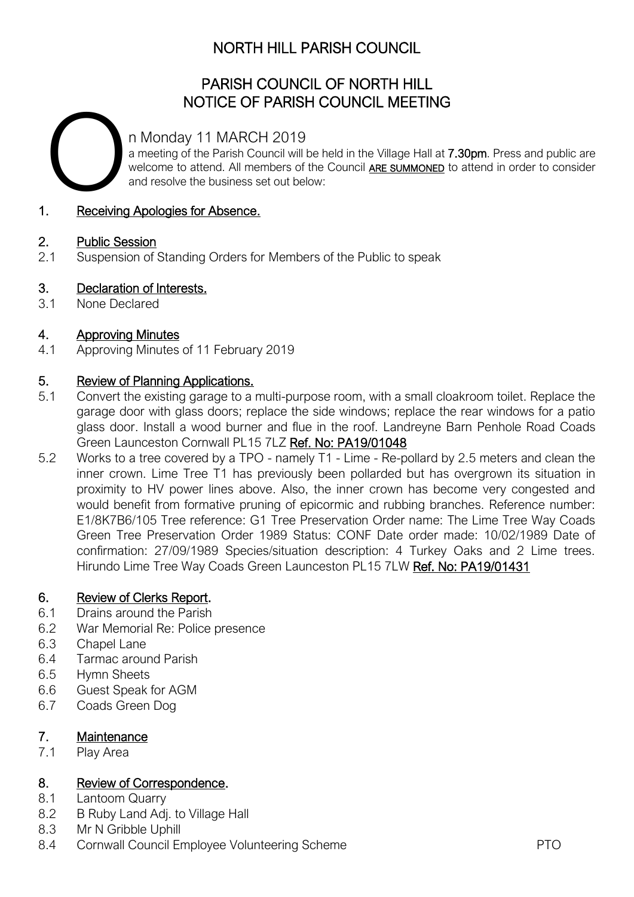# NORTH HILL PARISH COUNCIL

## PARISH COUNCIL OF NORTH HILL
## NOTICE OF PARISH COUNCIL MEETING

On Monday 11 MARCH 2019

a meeting of the Parish Council will be held in the Village Hall at **7.30pm**. Press and public are welcome to attend. All members of the Council **ARE SUMMONED** to attend in order to consider and resolve the business set out below:

1. **Receiving Apologies for Absence.**

2. **Public Session**

2.1 Suspension of Standing Orders for Members of the Public to speak

3. **Declaration of Interests.**

3.1 None Declared

4. **Approving Minutes**

4.1 Approving Minutes of 11 February 2019

5. **Review of Planning Applications.**

5.1 Convert the existing garage to a multi-purpose room, with a small cloakroom toilet. Replace the garage door with glass doors; replace the side windows; replace the rear windows for a patio glass door. Install a wood burner and flue in the roof. Landreyne Barn Penhole Road Coads Green Launceston Cornwall PL15 7LZ **Ref. No: PA19/01048**

5.2 Works to a tree covered by a TPO - namely T1 - Lime - Re-pollard by 2.5 meters and clean the inner crown. Lime Tree T1 has previously been pollarded but has overgrown its situation in proximity to HV power lines above. Also, the inner crown has become very congested and would benefit from formative pruning of epicormic and rubbing branches. Reference number: E1/8K7B6/105 Tree reference: G1 Tree Preservation Order name: The Lime Tree Way Coads Green Tree Preservation Order 1989 Status: CONF Date order made: 10/02/1989 Date of confirmation: 27/09/1989 Species/situation description: 4 Turkey Oaks and 2 Lime trees. Hirundo Lime Tree Way Coads Green Launceston PL15 7LW **Ref. No: PA19/01431**

6. **Review of Clerks Report.**

6.1 Drains around the Parish
6.2 War Memorial Re: Police presence
6.3 Chapel Lane
6.4 Tarmac around Parish
6.5 Hymn Sheets
6.6 Guest Speak for AGM
6.7 Coads Green Dog

7. **Maintenance**

7.1 Play Area

8. **Review of Correspondence.**

8.1 Lantoom Quarry
8.2 B Ruby Land Adj. to Village Hall
8.3 Mr N Gribble Uphill
8.4 Cornwall Council Employee Volunteering Scheme

PTO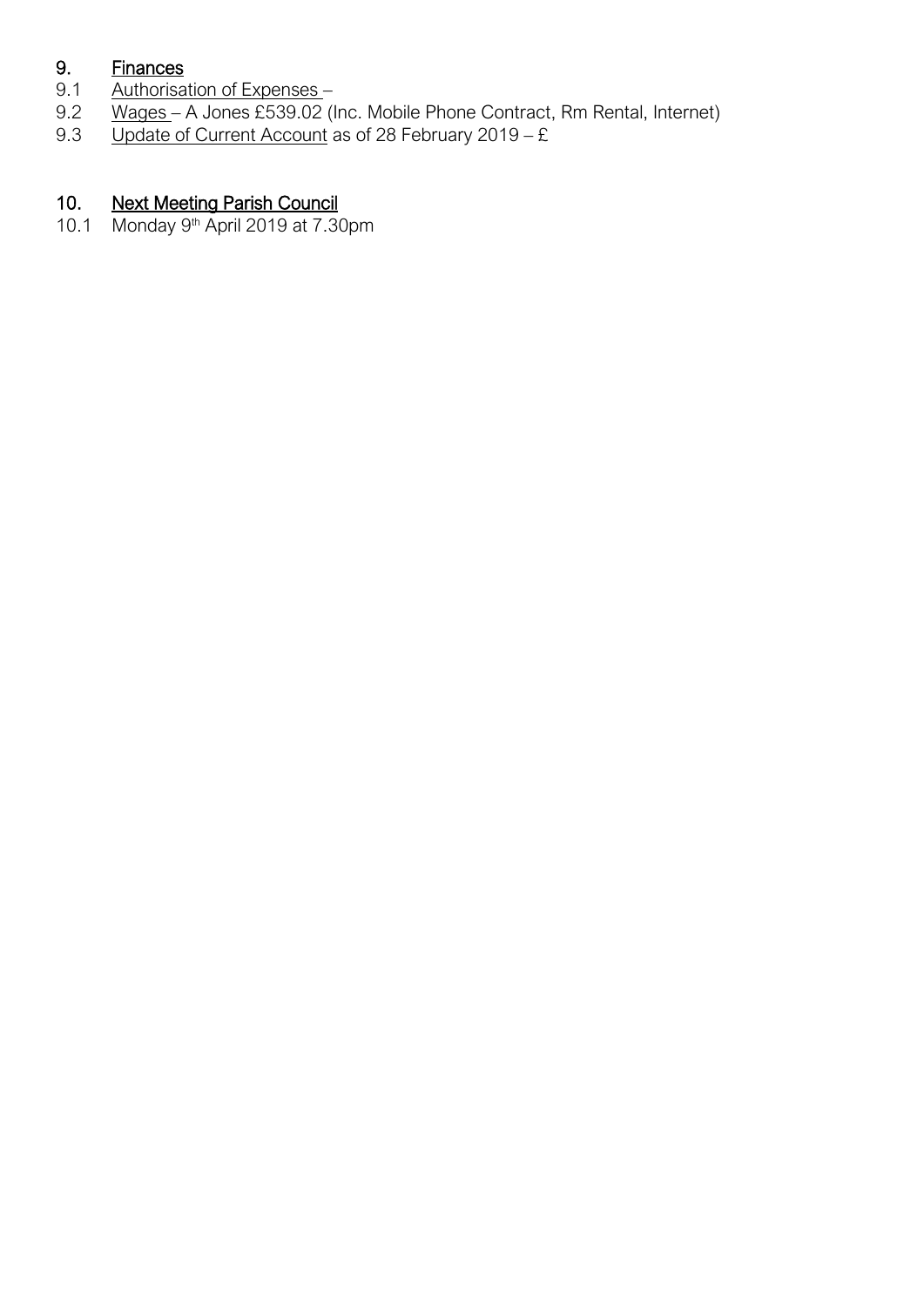## 9. Finances

9.1 Authorisation of Expenses –

9.2 Wages – A Jones £539.02 (Inc. Mobile Phone Contract, Rm Rental, Internet)

9.3 Update of Current Account as of 28 February 2019 – £

## 10. Next Meeting Parish Council

10.1 Monday 9th April 2019 at 7.30pm